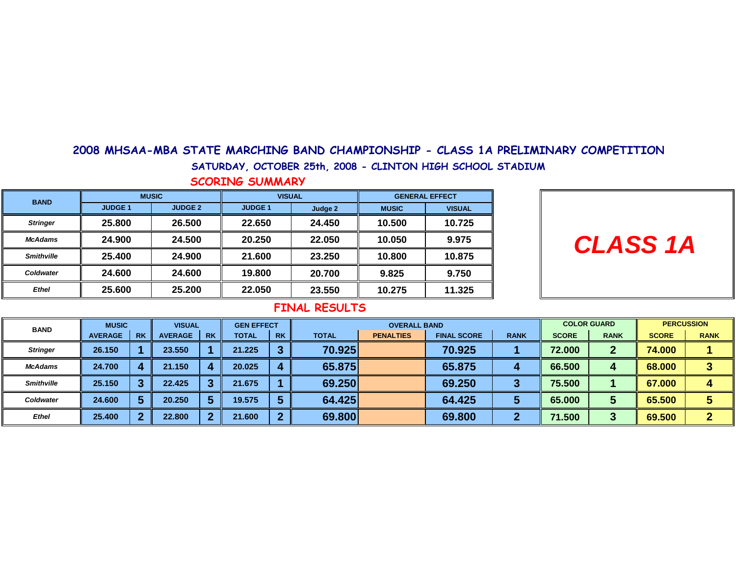# 2008 MHSAA-MBA STATE MARCHING BAND CHAMPIONSHIP - CLASS 1A PRELIMINARY COMPETITION

## SATURDAY, OCTOBER 25th, 2008 - CLINTON HIGH SCHOOL STADIUM

### SCORING SUMMARY

| BAND | MUSIC | | VISUAL | | GENERAL EFFECT | |
|---|---|---|---|---|---|---|
| | JUDGE 1 | JUDGE 2 | JUDGE 1 | Judge 2 | MUSIC | VISUAL |
| *Stringer* | 25.800 | 26.500 | 22.650 | 24.450 | 10.500 | 10.725 |
| *McAdams* | 24.900 | 24.500 | 20.250 | 22.050 | 10.050 | 9.975 |
| *Smithville* | 25.400 | 24.900 | 21.600 | 23.250 | 10.800 | 10.875 |
| *Coldwater* | 24.600 | 24.600 | 19.800 | 20.700 | 9.825 | 9.750 |
| *Ethel* | 25.600 | 25.200 | 22.050 | 23.550 | 10.275 | 11.325 |

***CLASS 1A***

### FINAL RESULTS

| BAND | MUSIC | | VISUAL | | GEN EFFECT | | OVERALL BAND | | | | COLOR GUARD | | PERCUSSION | |
|---|---|---|---|---|---|---|---|---|---|---|---|---|---|---|
| | AVERAGE | RK | AVERAGE | RK | TOTAL | RK | TOTAL | PENALTIES | FINAL SCORE | RANK | SCORE | RANK | SCORE | RANK |
| *Stringer* | 26.150 | 1 | 23.550 | 1 | 21.225 | 3 | 70.925 | | 70.925 | 1 | 72.000 | 2 | 74.000 | 1 |
| *McAdams* | 24.700 | 4 | 21.150 | 4 | 20.025 | 4 | 65.875 | | 65.875 | 4 | 66.500 | 4 | 68.000 | 3 |
| *Smithville* | 25.150 | 3 | 22.425 | 3 | 21.675 | 1 | 69.250 | | 69.250 | 3 | 75.500 | 1 | 67.000 | 4 |
| *Coldwater* | 24.600 | 5 | 20.250 | 5 | 19.575 | 5 | 64.425 | | 64.425 | 5 | 65.000 | 5 | 65.500 | 5 |
| *Ethel* | 25.400 | 2 | 22.800 | 2 | 21.600 | 2 | 69.800 | | 69.800 | 2 | 71.500 | 3 | 69.500 | 2 |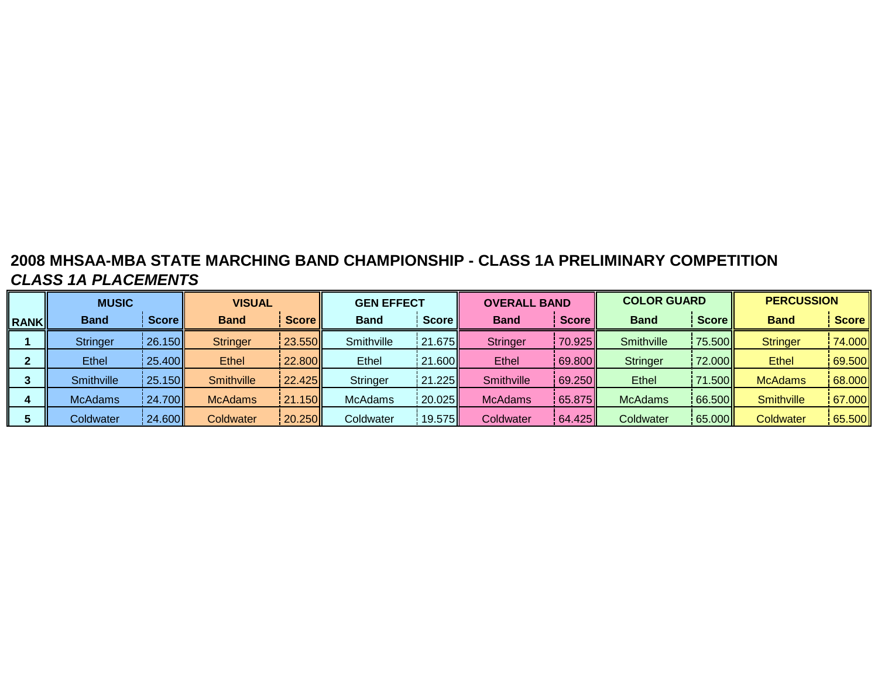# 2008 MHSAA-MBA STATE MARCHING BAND CHAMPIONSHIP - CLASS 1A PRELIMINARY COMPETITION

## *CLASS 1A PLACEMENTS*

| RANK | MUSIC | | VISUAL | | GEN EFFECT | | OVERALL BAND | | COLOR GUARD | | PERCUSSION | |
|---|---|---|---|---|---|---|---|---|---|---|---|---|
| | **Band** | **Score** | **Band** | **Score** | **Band** | **Score** | **Band** | **Score** | **Band** | **Score** | **Band** | **Score** |
| **1** | Stringer | 26.150 | Stringer | 23.550 | Smithville | 21.675 | Stringer | 70.925 | Smithville | 75.500 | Stringer | 74.000 |
| **2** | Ethel | 25.400 | Ethel | 22.800 | Ethel | 21.600 | Ethel | 69.800 | Stringer | 72.000 | Ethel | 69.500 |
| **3** | Smithville | 25.150 | Smithville | 22.425 | Stringer | 21.225 | Smithville | 69.250 | Ethel | 71.500 | McAdams | 68.000 |
| **4** | McAdams | 24.700 | McAdams | 21.150 | McAdams | 20.025 | McAdams | 65.875 | McAdams | 66.500 | Smithville | 67.000 |
| **5** | Coldwater | 24.600 | Coldwater | 20.250 | Coldwater | 19.575 | Coldwater | 64.425 | Coldwater | 65.000 | Coldwater | 65.500 |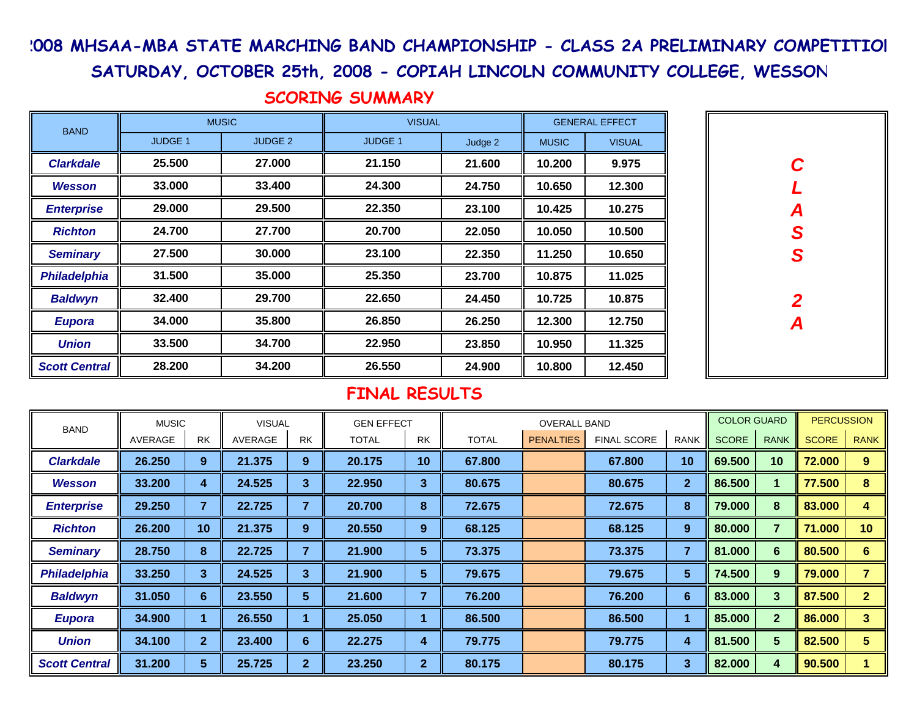# 2008 MHSAA-MBA STATE MARCHING BAND CHAMPIONSHIP - CLASS 2A PRELIMINARY COMPETITION

## SATURDAY, OCTOBER 25th, 2008 - COPIAH LINCOLN COMMUNITY COLLEGE, WESSON

### SCORING SUMMARY

| BAND | MUSIC | | VISUAL | | GENERAL EFFECT | |
|---|---|---|---|---|---|---|
| | JUDGE 1 | JUDGE 2 | JUDGE 1 | Judge 2 | MUSIC | VISUAL |
| **Clarkdale** | 25.500 | 27.000 | 21.150 | 21.600 | 10.200 | 9.975 |
| **Wesson** | 33.000 | 33.400 | 24.300 | 24.750 | 10.650 | 12.300 |
| **Enterprise** | 29.000 | 29.500 | 22.350 | 23.100 | 10.425 | 10.275 |
| **Richton** | 24.700 | 27.700 | 20.700 | 22.050 | 10.050 | 10.500 |
| **Seminary** | 27.500 | 30.000 | 23.100 | 22.350 | 11.250 | 10.650 |
| **Philadelphia** | 31.500 | 35.000 | 25.350 | 23.700 | 10.875 | 11.025 |
| **Baldwyn** | 32.400 | 29.700 | 22.650 | 24.450 | 10.725 | 10.875 |
| **Eupora** | 34.000 | 35.800 | 26.850 | 26.250 | 12.300 | 12.750 |
| **Union** | 33.500 | 34.700 | 22.950 | 23.850 | 10.950 | 11.325 |
| **Scott Central** | 28.200 | 34.200 | 26.550 | 24.900 | 10.800 | 12.450 |

**CLASS 2A**

### FINAL RESULTS

| BAND | MUSIC | | VISUAL | | GEN EFFECT | | OVERALL BAND | | | | COLOR GUARD | | PERCUSSION | |
|---|---|---|---|---|---|---|---|---|---|---|---|---|---|---|
| | AVERAGE | RK | AVERAGE | RK | TOTAL | RK | TOTAL | PENALTIES | FINAL SCORE | RANK | SCORE | RANK | SCORE | RANK |
| **Clarkdale** | 26.250 | 9 | 21.375 | 9 | 20.175 | 10 | 67.800 | | 67.800 | 10 | 69.500 | 10 | 72.000 | 9 |
| **Wesson** | 33.200 | 4 | 24.525 | 3 | 22.950 | 3 | 80.675 | | 80.675 | 2 | 86.500 | 1 | 77.500 | 8 |
| **Enterprise** | 29.250 | 7 | 22.725 | 7 | 20.700 | 8 | 72.675 | | 72.675 | 8 | 79.000 | 8 | 83.000 | 4 |
| **Richton** | 26.200 | 10 | 21.375 | 9 | 20.550 | 9 | 68.125 | | 68.125 | 9 | 80.000 | 7 | 71.000 | 10 |
| **Seminary** | 28.750 | 8 | 22.725 | 7 | 21.900 | 5 | 73.375 | | 73.375 | 7 | 81.000 | 6 | 80.500 | 6 |
| **Philadelphia** | 33.250 | 3 | 24.525 | 3 | 21.900 | 5 | 79.675 | | 79.675 | 5 | 74.500 | 9 | 79.000 | 7 |
| **Baldwyn** | 31.050 | 6 | 23.550 | 5 | 21.600 | 7 | 76.200 | | 76.200 | 6 | 83.000 | 3 | 87.500 | 2 |
| **Eupora** | 34.900 | 1 | 26.550 | 1 | 25.050 | 1 | 86.500 | | 86.500 | 1 | 85.000 | 2 | 86.000 | 3 |
| **Union** | 34.100 | 2 | 23.400 | 6 | 22.275 | 4 | 79.775 | | 79.775 | 4 | 81.500 | 5 | 82.500 | 5 |
| **Scott Central** | 31.200 | 5 | 25.725 | 2 | 23.250 | 2 | 80.175 | | 80.175 | 3 | 82.000 | 4 | 90.500 | 1 |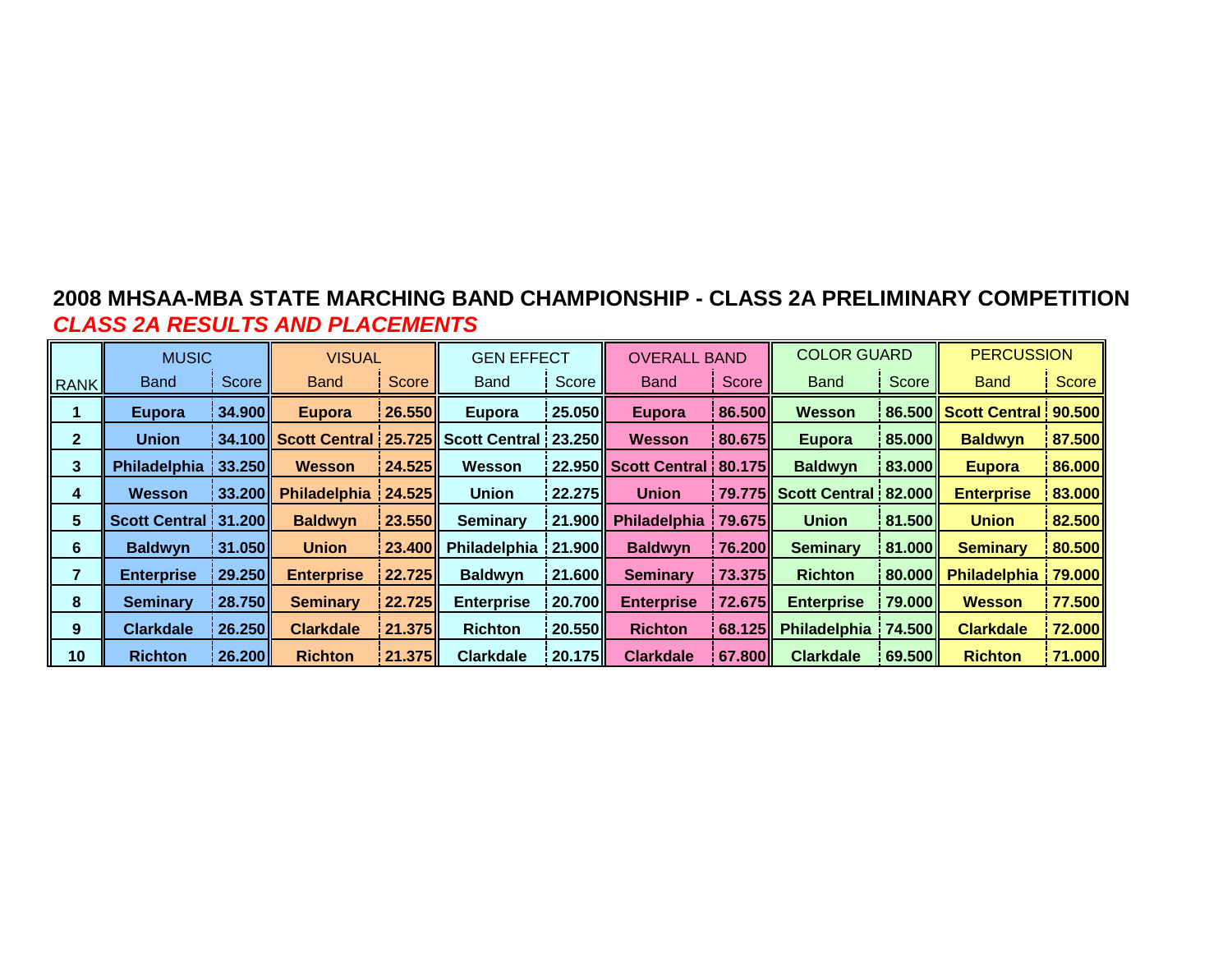## 2008 MHSAA-MBA STATE MARCHING BAND CHAMPIONSHIP - CLASS 2A PRELIMINARY COMPETITION

***CLASS 2A RESULTS AND PLACEMENTS***

| | MUSIC | | VISUAL | | GEN EFFECT | | OVERALL BAND | | COLOR GUARD | | PERCUSSION | |
|---|---|---|---|---|---|---|---|---|---|---|---|---|
| RANK | Band | Score | Band | Score | Band | Score | Band | Score | Band | Score | Band | Score |
| **1** | **Eupora** | **34.900** | **Eupora** | **26.550** | **Eupora** | **25.050** | **Eupora** | **86.500** | **Wesson** | **86.500** | **Scott Central** | **90.500** |
| **2** | **Union** | **34.100** | **Scott Central** | **25.725** | **Scott Central** | **23.250** | **Wesson** | **80.675** | **Eupora** | **85.000** | **Baldwyn** | **87.500** |
| **3** | **Philadelphia** | **33.250** | **Wesson** | **24.525** | **Wesson** | **22.950** | **Scott Central** | **80.175** | **Baldwyn** | **83.000** | **Eupora** | **86.000** |
| **4** | **Wesson** | **33.200** | **Philadelphia** | **24.525** | **Union** | **22.275** | **Union** | **79.775** | **Scott Central** | **82.000** | **Enterprise** | **83.000** |
| **5** | **Scott Central** | **31.200** | **Baldwyn** | **23.550** | **Seminary** | **21.900** | **Philadelphia** | **79.675** | **Union** | **81.500** | **Union** | **82.500** |
| **6** | **Baldwyn** | **31.050** | **Union** | **23.400** | **Philadelphia** | **21.900** | **Baldwyn** | **76.200** | **Seminary** | **81.000** | **Seminary** | **80.500** |
| **7** | **Enterprise** | **29.250** | **Enterprise** | **22.725** | **Baldwyn** | **21.600** | **Seminary** | **73.375** | **Richton** | **80.000** | **Philadelphia** | **79.000** |
| **8** | **Seminary** | **28.750** | **Seminary** | **22.725** | **Enterprise** | **20.700** | **Enterprise** | **72.675** | **Enterprise** | **79.000** | **Wesson** | **77.500** |
| **9** | **Clarkdale** | **26.250** | **Clarkdale** | **21.375** | **Richton** | **20.550** | **Richton** | **68.125** | **Philadelphia** | **74.500** | **Clarkdale** | **72.000** |
| **10** | **Richton** | **26.200** | **Richton** | **21.375** | **Clarkdale** | **20.175** | **Clarkdale** | **67.800** | **Clarkdale** | **69.500** | **Richton** | **71.000** |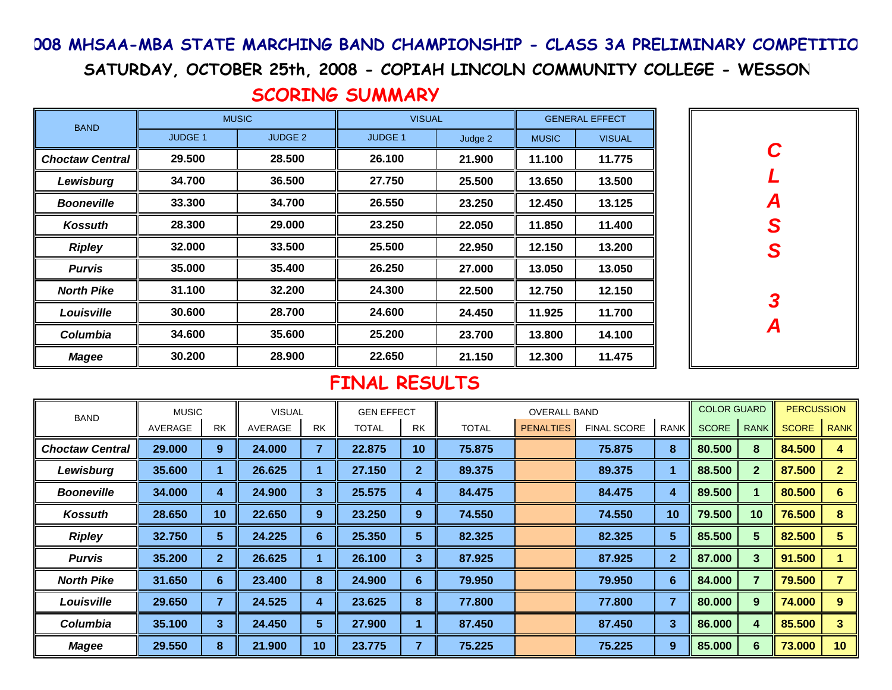# 2008 MHSAA-MBA STATE MARCHING BAND CHAMPIONSHIP - CLASS 3A PRELIMINARY COMPETITION

## SATURDAY, OCTOBER 25th, 2008 - COPIAH LINCOLN COMMUNITY COLLEGE - WESSON

## SCORING SUMMARY

| BAND | MUSIC | | VISUAL | | GENERAL EFFECT | |
|---|---|---|---|---|---|---|
| | JUDGE 1 | JUDGE 2 | JUDGE 1 | Judge 2 | MUSIC | VISUAL |
| Choctaw Central | 29.500 | 28.500 | 26.100 | 21.900 | 11.100 | 11.775 |
| Lewisburg | 34.700 | 36.500 | 27.750 | 25.500 | 13.650 | 13.500 |
| Booneville | 33.300 | 34.700 | 26.550 | 23.250 | 12.450 | 13.125 |
| Kossuth | 28.300 | 29.000 | 23.250 | 22.050 | 11.850 | 11.400 |
| Ripley | 32.000 | 33.500 | 25.500 | 22.950 | 12.150 | 13.200 |
| Purvis | 35.000 | 35.400 | 26.250 | 27.000 | 13.050 | 13.050 |
| North Pike | 31.100 | 32.200 | 24.300 | 22.500 | 12.750 | 12.150 |
| Louisville | 30.600 | 28.700 | 24.600 | 24.450 | 11.925 | 11.700 |
| Columbia | 34.600 | 35.600 | 25.200 | 23.700 | 13.800 | 14.100 |
| Magee | 30.200 | 28.900 | 22.650 | 21.150 | 12.300 | 11.475 |

CLASS 3A

## FINAL RESULTS

| BAND | MUSIC | | VISUAL | | GEN EFFECT | | OVERALL BAND | | | | COLOR GUARD | | PERCUSSION | |
|---|---|---|---|---|---|---|---|---|---|---|---|---|---|---|
| | AVERAGE | RK | AVERAGE | RK | TOTAL | RK | TOTAL | PENALTIES | FINAL SCORE | RANK | SCORE | RANK | SCORE | RANK |
| Choctaw Central | 29.000 | 9 | 24.000 | 7 | 22.875 | 10 | 75.875 | | 75.875 | 8 | 80.500 | 8 | 84.500 | 4 |
| Lewisburg | 35.600 | 1 | 26.625 | 1 | 27.150 | 2 | 89.375 | | 89.375 | 1 | 88.500 | 2 | 87.500 | 2 |
| Booneville | 34.000 | 4 | 24.900 | 3 | 25.575 | 4 | 84.475 | | 84.475 | 4 | 89.500 | 1 | 80.500 | 6 |
| Kossuth | 28.650 | 10 | 22.650 | 9 | 23.250 | 9 | 74.550 | | 74.550 | 10 | 79.500 | 10 | 76.500 | 8 |
| Ripley | 32.750 | 5 | 24.225 | 6 | 25.350 | 5 | 82.325 | | 82.325 | 5 | 85.500 | 5 | 82.500 | 5 |
| Purvis | 35.200 | 2 | 26.625 | 1 | 26.100 | 3 | 87.925 | | 87.925 | 2 | 87.000 | 3 | 91.500 | 1 |
| North Pike | 31.650 | 6 | 23.400 | 8 | 24.900 | 6 | 79.950 | | 79.950 | 6 | 84.000 | 7 | 79.500 | 7 |
| Louisville | 29.650 | 7 | 24.525 | 4 | 23.625 | 8 | 77.800 | | 77.800 | 7 | 80.000 | 9 | 74.000 | 9 |
| Columbia | 35.100 | 3 | 24.450 | 5 | 27.900 | 1 | 87.450 | | 87.450 | 3 | 86.000 | 4 | 85.500 | 3 |
| Magee | 29.550 | 8 | 21.900 | 10 | 23.775 | 7 | 75.225 | | 75.225 | 9 | 85.000 | 6 | 73.000 | 10 |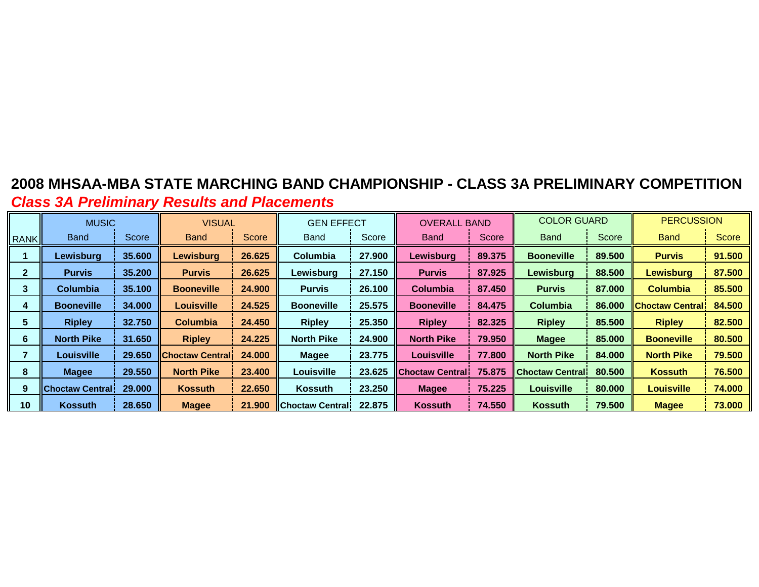# 2008 MHSAA-MBA STATE MARCHING BAND CHAMPIONSHIP - CLASS 3A PRELIMINARY COMPETITION

## *Class 3A Preliminary Results and Placements*

| | MUSIC | | VISUAL | | GEN EFFECT | | OVERALL BAND | | COLOR GUARD | | PERCUSSION | |
|---|---|---|---|---|---|---|---|---|---|---|---|---|
| RANK | Band | Score | Band | Score | Band | Score | Band | Score | Band | Score | Band | Score |
| **1** | **Lewisburg** | **35.600** | **Lewisburg** | **26.625** | **Columbia** | **27.900** | **Lewisburg** | **89.375** | **Booneville** | **89.500** | **Purvis** | **91.500** |
| **2** | **Purvis** | **35.200** | **Purvis** | **26.625** | **Lewisburg** | **27.150** | **Purvis** | **87.925** | **Lewisburg** | **88.500** | **Lewisburg** | **87.500** |
| **3** | **Columbia** | **35.100** | **Booneville** | **24.900** | **Purvis** | **26.100** | **Columbia** | **87.450** | **Purvis** | **87.000** | **Columbia** | **85.500** |
| **4** | **Booneville** | **34.000** | **Louisville** | **24.525** | **Booneville** | **25.575** | **Booneville** | **84.475** | **Columbia** | **86.000** | **Choctaw Central** | **84.500** |
| **5** | **Ripley** | **32.750** | **Columbia** | **24.450** | **Ripley** | **25.350** | **Ripley** | **82.325** | **Ripley** | **85.500** | **Ripley** | **82.500** |
| **6** | **North Pike** | **31.650** | **Ripley** | **24.225** | **North Pike** | **24.900** | **North Pike** | **79.950** | **Magee** | **85.000** | **Booneville** | **80.500** |
| **7** | **Louisville** | **29.650** | **Choctaw Central** | **24.000** | **Magee** | **23.775** | **Louisville** | **77.800** | **North Pike** | **84.000** | **North Pike** | **79.500** |
| **8** | **Magee** | **29.550** | **North Pike** | **23.400** | **Louisville** | **23.625** | **Choctaw Central** | **75.875** | **Choctaw Central** | **80.500** | **Kossuth** | **76.500** |
| **9** | **Choctaw Central** | **29.000** | **Kossuth** | **22.650** | **Kossuth** | **23.250** | **Magee** | **75.225** | **Louisville** | **80.000** | **Louisville** | **74.000** |
| **10** | **Kossuth** | **28.650** | **Magee** | **21.900** | **Choctaw Central** | **22.875** | **Kossuth** | **74.550** | **Kossuth** | **79.500** | **Magee** | **73.000** |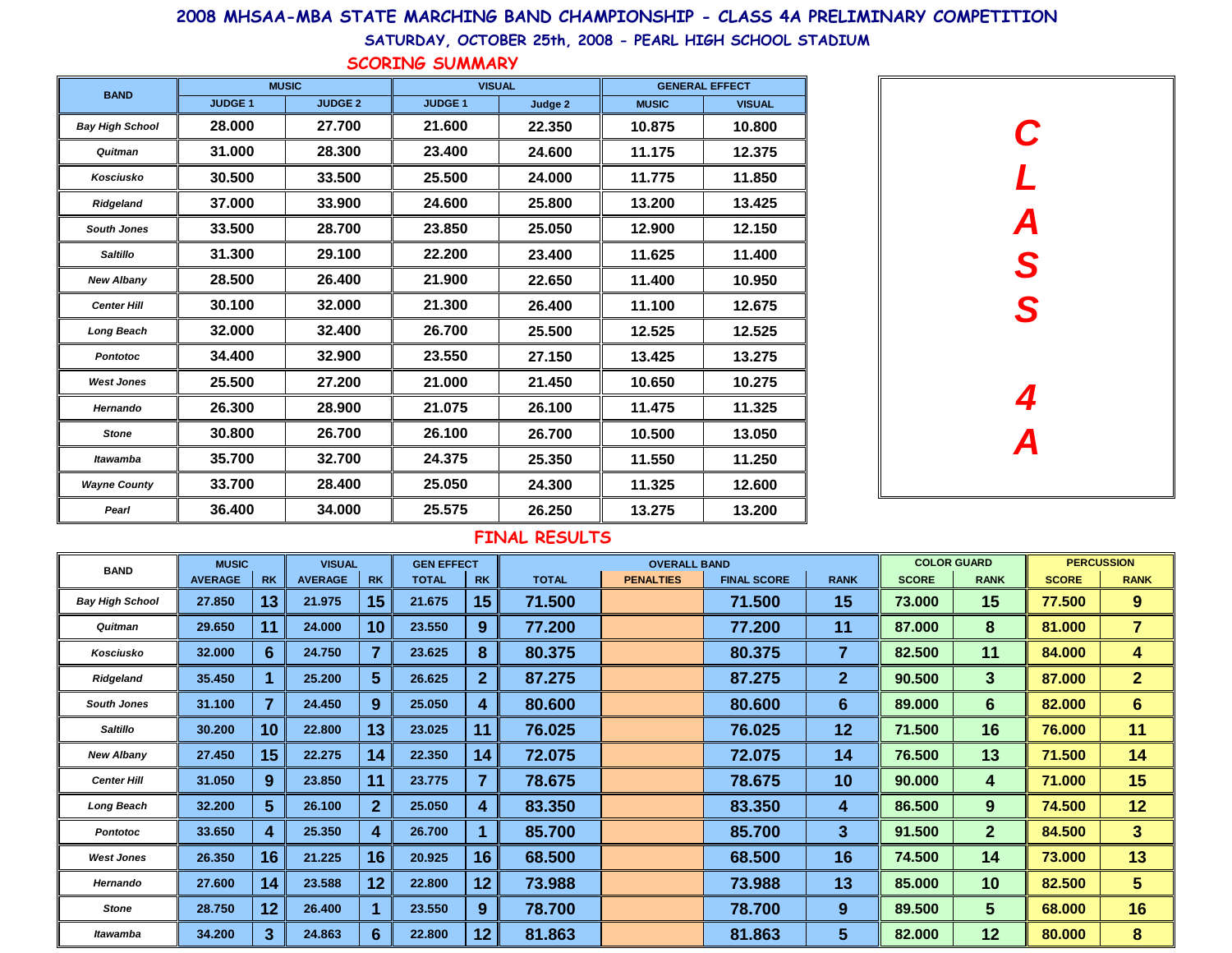# 2008 MHSAA-MBA STATE MARCHING BAND CHAMPIONSHIP - CLASS 4A PRELIMINARY COMPETITION

## SATURDAY, OCTOBER 25th, 2008 - PEARL HIGH SCHOOL STADIUM

### SCORING SUMMARY

| BAND | MUSIC | | VISUAL | | GENERAL EFFECT | |
|---|---|---|---|---|---|---|
| | JUDGE 1 | JUDGE 2 | JUDGE 1 | Judge 2 | MUSIC | VISUAL |
| *Bay High School* | 28.000 | 27.700 | 21.600 | 22.350 | 10.875 | 10.800 |
| *Quitman* | 31.000 | 28.300 | 23.400 | 24.600 | 11.175 | 12.375 |
| *Kosciusko* | 30.500 | 33.500 | 25.500 | 24.000 | 11.775 | 11.850 |
| *Ridgeland* | 37.000 | 33.900 | 24.600 | 25.800 | 13.200 | 13.425 |
| *South Jones* | 33.500 | 28.700 | 23.850 | 25.050 | 12.900 | 12.150 |
| *Saltillo* | 31.300 | 29.100 | 22.200 | 23.400 | 11.625 | 11.400 |
| *New Albany* | 28.500 | 26.400 | 21.900 | 22.650 | 11.400 | 10.950 |
| *Center Hill* | 30.100 | 32.000 | 21.300 | 26.400 | 11.100 | 12.675 |
| *Long Beach* | 32.000 | 32.400 | 26.700 | 25.500 | 12.525 | 12.525 |
| *Pontotoc* | 34.400 | 32.900 | 23.550 | 27.150 | 13.425 | 13.275 |
| *West Jones* | 25.500 | 27.200 | 21.000 | 21.450 | 10.650 | 10.275 |
| *Hernando* | 26.300 | 28.900 | 21.075 | 26.100 | 11.475 | 11.325 |
| *Stone* | 30.800 | 26.700 | 26.100 | 26.700 | 10.500 | 13.050 |
| *Itawamba* | 35.700 | 32.700 | 24.375 | 25.350 | 11.550 | 11.250 |
| *Wayne County* | 33.700 | 28.400 | 25.050 | 24.300 | 11.325 | 12.600 |
| *Pearl* | 36.400 | 34.000 | 25.575 | 26.250 | 13.275 | 13.200 |

***CLASS 4A***

### FINAL RESULTS

| BAND | MUSIC | | VISUAL | | GEN EFFECT | | OVERALL BAND | | | | COLOR GUARD | | PERCUSSION | |
|---|---|---|---|---|---|---|---|---|---|---|---|---|---|---|
| | AVERAGE | RK | AVERAGE | RK | TOTAL | RK | TOTAL | PENALTIES | FINAL SCORE | RANK | SCORE | RANK | SCORE | RANK |
| *Bay High School* | 27.850 | 13 | 21.975 | 15 | 21.675 | 15 | 71.500 | | 71.500 | 15 | 73.000 | 15 | 77.500 | 9 |
| *Quitman* | 29.650 | 11 | 24.000 | 10 | 23.550 | 9 | 77.200 | | 77.200 | 11 | 87.000 | 8 | 81.000 | 7 |
| *Kosciusko* | 32.000 | 6 | 24.750 | 7 | 23.625 | 8 | 80.375 | | 80.375 | 7 | 82.500 | 11 | 84.000 | 4 |
| *Ridgeland* | 35.450 | 1 | 25.200 | 5 | 26.625 | 2 | 87.275 | | 87.275 | 2 | 90.500 | 3 | 87.000 | 2 |
| *South Jones* | 31.100 | 7 | 24.450 | 9 | 25.050 | 4 | 80.600 | | 80.600 | 6 | 89.000 | 6 | 82.000 | 6 |
| *Saltillo* | 30.200 | 10 | 22.800 | 13 | 23.025 | 11 | 76.025 | | 76.025 | 12 | 71.500 | 16 | 76.000 | 11 |
| *New Albany* | 27.450 | 15 | 22.275 | 14 | 22.350 | 14 | 72.075 | | 72.075 | 14 | 76.500 | 13 | 71.500 | 14 |
| *Center Hill* | 31.050 | 9 | 23.850 | 11 | 23.775 | 7 | 78.675 | | 78.675 | 10 | 90.000 | 4 | 71.000 | 15 |
| *Long Beach* | 32.200 | 5 | 26.100 | 2 | 25.050 | 4 | 83.350 | | 83.350 | 4 | 86.500 | 9 | 74.500 | 12 |
| *Pontotoc* | 33.650 | 4 | 25.350 | 4 | 26.700 | 1 | 85.700 | | 85.700 | 3 | 91.500 | 2 | 84.500 | 3 |
| *West Jones* | 26.350 | 16 | 21.225 | 16 | 20.925 | 16 | 68.500 | | 68.500 | 16 | 74.500 | 14 | 73.000 | 13 |
| *Hernando* | 27.600 | 14 | 23.588 | 12 | 22.800 | 12 | 73.988 | | 73.988 | 13 | 85.000 | 10 | 82.500 | 5 |
| *Stone* | 28.750 | 12 | 26.400 | 1 | 23.550 | 9 | 78.700 | | 78.700 | 9 | 89.500 | 5 | 68.000 | 16 |
| *Itawamba* | 34.200 | 3 | 24.863 | 6 | 22.800 | 12 | 81.863 | | 81.863 | 5 | 82.000 | 12 | 80.000 | 8 |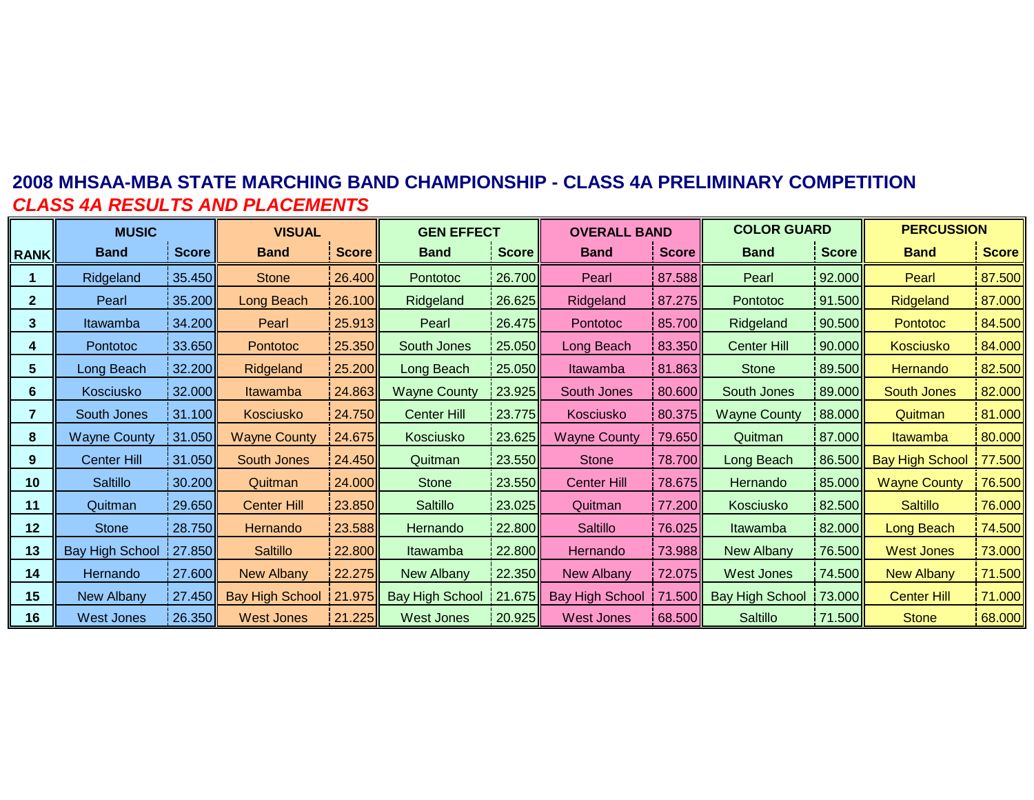## 2008 MHSAA-MBA STATE MARCHING BAND CHAMPIONSHIP - CLASS 4A PRELIMINARY COMPETITION

***CLASS 4A RESULTS AND PLACEMENTS***

| RANK | MUSIC | | VISUAL | | GEN EFFECT | | OVERALL BAND | | COLOR GUARD | | PERCUSSION | |
|---|---|---|---|---|---|---|---|---|---|---|---|---|
| | Band | Score | Band | Score | Band | Score | Band | Score | Band | Score | Band | Score |
| 1 | Ridgeland | 35.450 | Stone | 26.400 | Pontotoc | 26.700 | Pearl | 87.588 | Pearl | 92.000 | Pearl | 87.500 |
| 2 | Pearl | 35.200 | Long Beach | 26.100 | Ridgeland | 26.625 | Ridgeland | 87.275 | Pontotoc | 91.500 | Ridgeland | 87.000 |
| 3 | Itawamba | 34.200 | Pearl | 25.913 | Pearl | 26.475 | Pontotoc | 85.700 | Ridgeland | 90.500 | Pontotoc | 84.500 |
| 4 | Pontotoc | 33.650 | Pontotoc | 25.350 | South Jones | 25.050 | Long Beach | 83.350 | Center Hill | 90.000 | Kosciusko | 84.000 |
| 5 | Long Beach | 32.200 | Ridgeland | 25.200 | Long Beach | 25.050 | Itawamba | 81.863 | Stone | 89.500 | Hernando | 82.500 |
| 6 | Kosciusko | 32.000 | Itawamba | 24.863 | Wayne County | 23.925 | South Jones | 80.600 | South Jones | 89.000 | South Jones | 82.000 |
| 7 | South Jones | 31.100 | Kosciusko | 24.750 | Center Hill | 23.775 | Kosciusko | 80.375 | Wayne County | 88.000 | Quitman | 81.000 |
| 8 | Wayne County | 31.050 | Wayne County | 24.675 | Kosciusko | 23.625 | Wayne County | 79.650 | Quitman | 87.000 | Itawamba | 80.000 |
| 9 | Center Hill | 31.050 | South Jones | 24.450 | Quitman | 23.550 | Stone | 78.700 | Long Beach | 86.500 | Bay High School | 77.500 |
| 10 | Saltillo | 30.200 | Quitman | 24.000 | Stone | 23.550 | Center Hill | 78.675 | Hernando | 85.000 | Wayne County | 76.500 |
| 11 | Quitman | 29.650 | Center Hill | 23.850 | Saltillo | 23.025 | Quitman | 77.200 | Kosciusko | 82.500 | Saltillo | 76.000 |
| 12 | Stone | 28.750 | Hernando | 23.588 | Hernando | 22.800 | Saltillo | 76.025 | Itawamba | 82.000 | Long Beach | 74.500 |
| 13 | Bay High School | 27.850 | Saltillo | 22.800 | Itawamba | 22.800 | Hernando | 73.988 | New Albany | 76.500 | West Jones | 73.000 |
| 14 | Hernando | 27.600 | New Albany | 22.275 | New Albany | 22.350 | New Albany | 72.075 | West Jones | 74.500 | New Albany | 71.500 |
| 15 | New Albany | 27.450 | Bay High School | 21.975 | Bay High School | 21.675 | Bay High School | 71.500 | Bay High School | 73.000 | Center Hill | 71.000 |
| 16 | West Jones | 26.350 | West Jones | 21.225 | West Jones | 20.925 | West Jones | 68.500 | Saltillo | 71.500 | Stone | 68.000 |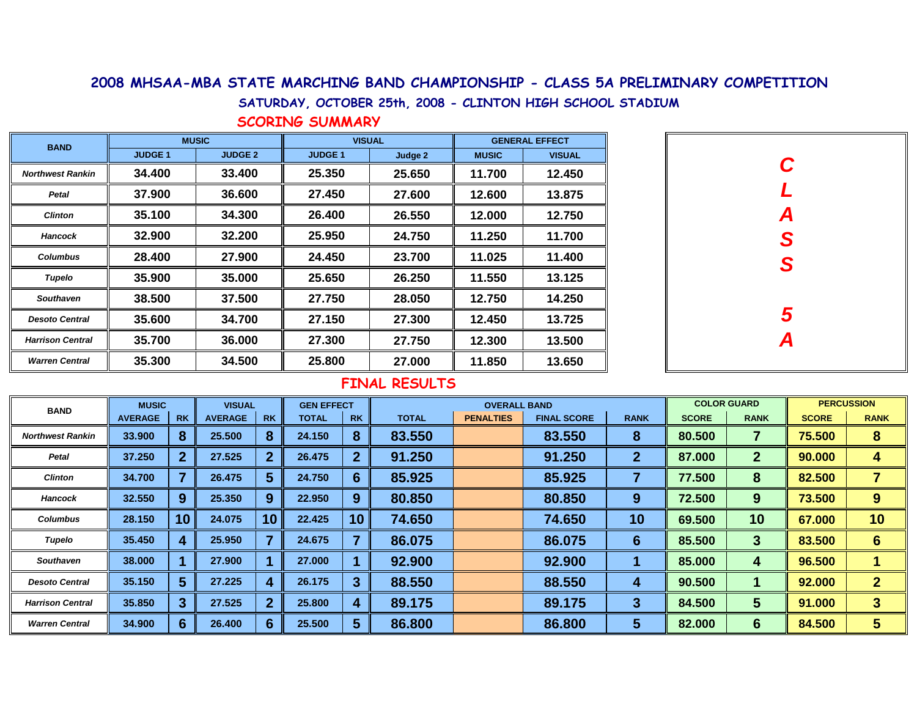## 2008 MHSAA-MBA STATE MARCHING BAND CHAMPIONSHIP - CLASS 5A PRELIMINARY COMPETITION

### SATURDAY, OCTOBER 25th, 2008 - CLINTON HIGH SCHOOL STADIUM

### SCORING SUMMARY

| BAND | MUSIC | | VISUAL | | GENERAL EFFECT | |
|---|---|---|---|---|---|---|
| | JUDGE 1 | JUDGE 2 | JUDGE 1 | Judge 2 | MUSIC | VISUAL |
| *Northwest Rankin* | 34.400 | 33.400 | 25.350 | 25.650 | 11.700 | 12.450 |
| *Petal* | 37.900 | 36.600 | 27.450 | 27.600 | 12.600 | 13.875 |
| *Clinton* | 35.100 | 34.300 | 26.400 | 26.550 | 12.000 | 12.750 |
| *Hancock* | 32.900 | 32.200 | 25.950 | 24.750 | 11.250 | 11.700 |
| *Columbus* | 28.400 | 27.900 | 24.450 | 23.700 | 11.025 | 11.400 |
| *Tupelo* | 35.900 | 35.000 | 25.650 | 26.250 | 11.550 | 13.125 |
| *Southaven* | 38.500 | 37.500 | 27.750 | 28.050 | 12.750 | 14.250 |
| *Desoto Central* | 35.600 | 34.700 | 27.150 | 27.300 | 12.450 | 13.725 |
| *Harrison Central* | 35.700 | 36.000 | 27.300 | 27.750 | 12.300 | 13.500 |
| *Warren Central* | 35.300 | 34.500 | 25.800 | 27.000 | 11.850 | 13.650 |

***CLASS 5A***

### FINAL RESULTS

| BAND | MUSIC | | VISUAL | | GEN EFFECT | | OVERALL BAND | | | | COLOR GUARD | | PERCUSSION | |
|---|---|---|---|---|---|---|---|---|---|---|---|---|---|---|
| | AVERAGE | RK | AVERAGE | RK | TOTAL | RK | TOTAL | PENALTIES | FINAL SCORE | RANK | SCORE | RANK | SCORE | RANK |
| *Northwest Rankin* | 33.900 | 8 | 25.500 | 8 | 24.150 | 8 | 83.550 | | 83.550 | 8 | 80.500 | 7 | 75.500 | 8 |
| *Petal* | 37.250 | 2 | 27.525 | 2 | 26.475 | 2 | 91.250 | | 91.250 | 2 | 87.000 | 2 | 90.000 | 4 |
| *Clinton* | 34.700 | 7 | 26.475 | 5 | 24.750 | 6 | 85.925 | | 85.925 | 7 | 77.500 | 8 | 82.500 | 7 |
| *Hancock* | 32.550 | 9 | 25.350 | 9 | 22.950 | 9 | 80.850 | | 80.850 | 9 | 72.500 | 9 | 73.500 | 9 |
| *Columbus* | 28.150 | 10 | 24.075 | 10 | 22.425 | 10 | 74.650 | | 74.650 | 10 | 69.500 | 10 | 67.000 | 10 |
| *Tupelo* | 35.450 | 4 | 25.950 | 7 | 24.675 | 7 | 86.075 | | 86.075 | 6 | 85.500 | 3 | 83.500 | 6 |
| *Southaven* | 38.000 | 1 | 27.900 | 1 | 27.000 | 1 | 92.900 | | 92.900 | 1 | 85.000 | 4 | 96.500 | 1 |
| *Desoto Central* | 35.150 | 5 | 27.225 | 4 | 26.175 | 3 | 88.550 | | 88.550 | 4 | 90.500 | 1 | 92.000 | 2 |
| *Harrison Central* | 35.850 | 3 | 27.525 | 2 | 25.800 | 4 | 89.175 | | 89.175 | 3 | 84.500 | 5 | 91.000 | 3 |
| *Warren Central* | 34.900 | 6 | 26.400 | 6 | 25.500 | 5 | 86.800 | | 86.800 | 5 | 82.000 | 6 | 84.500 | 5 |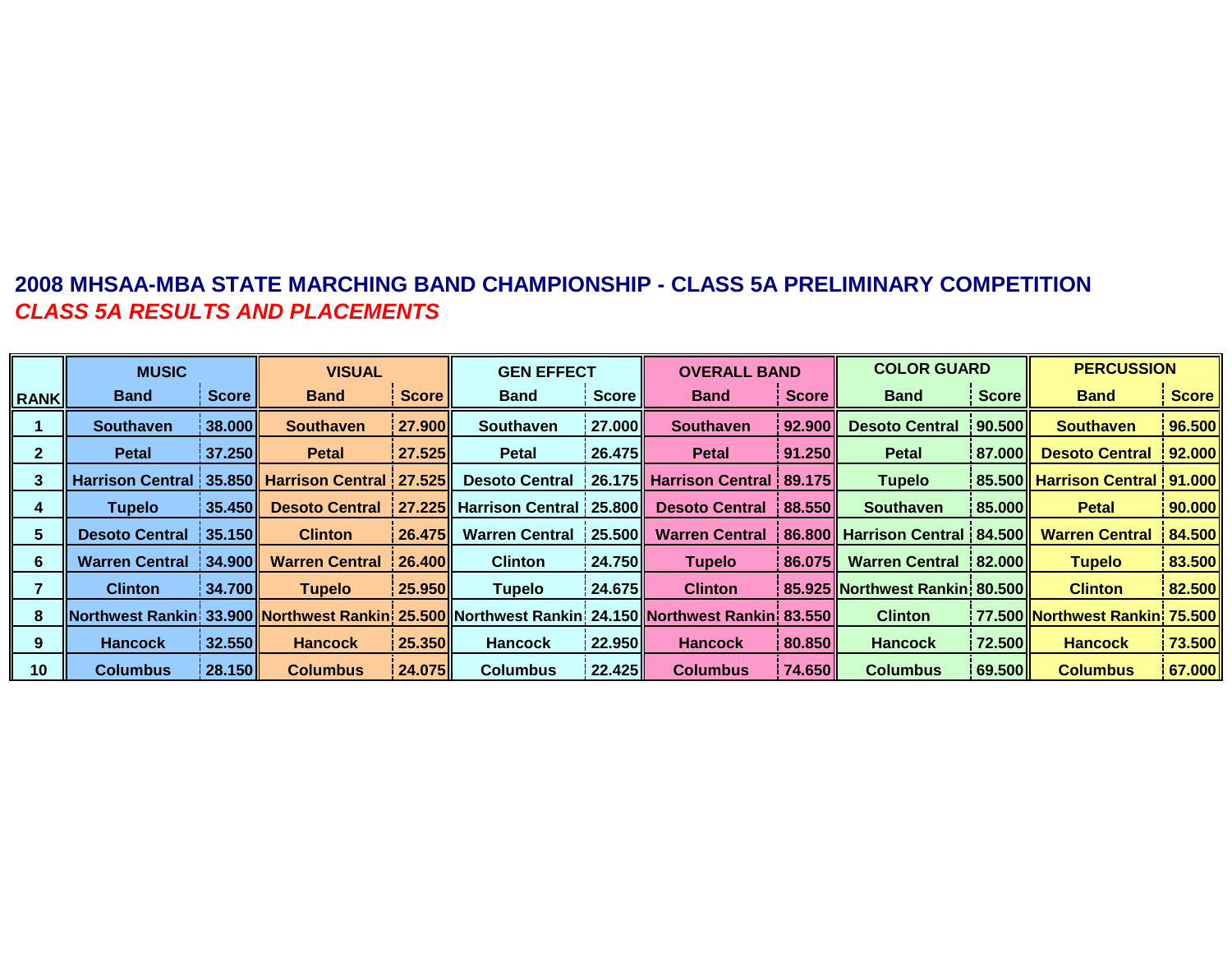## 2008 MHSAA-MBA STATE MARCHING BAND CHAMPIONSHIP - CLASS 5A PRELIMINARY COMPETITION

***CLASS 5A RESULTS AND PLACEMENTS***

| | MUSIC | | VISUAL | | GEN EFFECT | | OVERALL BAND | | COLOR GUARD | | PERCUSSION | |
|---|---|---|---|---|---|---|---|---|---|---|---|---|
| RANK | Band | Score | Band | Score | Band | Score | Band | Score | Band | Score | Band | Score |
| 1 | Southaven | 38.000 | Southaven | 27.900 | Southaven | 27.000 | Southaven | 92.900 | Desoto Central | 90.500 | Southaven | 96.500 |
| 2 | Petal | 37.250 | Petal | 27.525 | Petal | 26.475 | Petal | 91.250 | Petal | 87.000 | Desoto Central | 92.000 |
| 3 | Harrison Central | 35.850 | Harrison Central | 27.525 | Desoto Central | 26.175 | Harrison Central | 89.175 | Tupelo | 85.500 | Harrison Central | 91.000 |
| 4 | Tupelo | 35.450 | Desoto Central | 27.225 | Harrison Central | 25.800 | Desoto Central | 88.550 | Southaven | 85.000 | Petal | 90.000 |
| 5 | Desoto Central | 35.150 | Clinton | 26.475 | Warren Central | 25.500 | Warren Central | 86.800 | Harrison Central | 84.500 | Warren Central | 84.500 |
| 6 | Warren Central | 34.900 | Warren Central | 26.400 | Clinton | 24.750 | Tupelo | 86.075 | Warren Central | 82.000 | Tupelo | 83.500 |
| 7 | Clinton | 34.700 | Tupelo | 25.950 | Tupelo | 24.675 | Clinton | 85.925 | Northwest Rankin | 80.500 | Clinton | 82.500 |
| 8 | Northwest Rankin | 33.900 | Northwest Rankin | 25.500 | Northwest Rankin | 24.150 | Northwest Rankin | 83.550 | Clinton | 77.500 | Northwest Rankin | 75.500 |
| 9 | Hancock | 32.550 | Hancock | 25.350 | Hancock | 22.950 | Hancock | 80.850 | Hancock | 72.500 | Hancock | 73.500 |
| 10 | Columbus | 28.150 | Columbus | 24.075 | Columbus | 22.425 | Columbus | 74.650 | Columbus | 69.500 | Columbus | 67.000 |